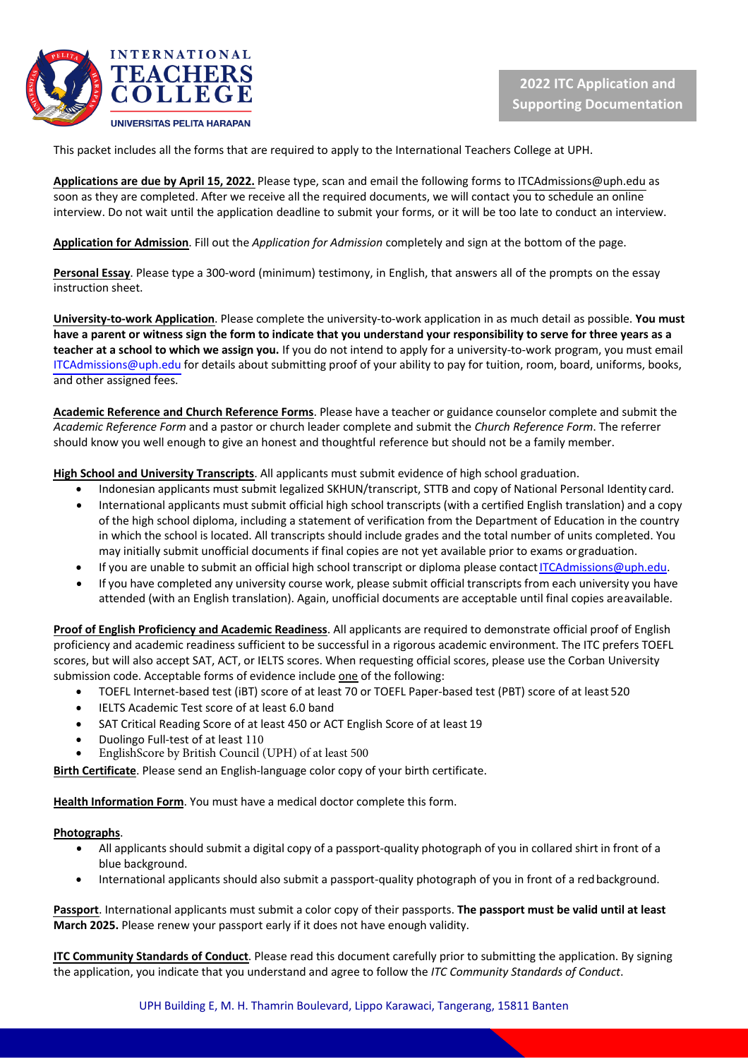INTERNATIONAL TEACHERS COLLEGE

UNIVERSITAS PELITA HARAPAN

# 2022 ITC Application and Supporting Documentation

This packet includes all the forms that are required to apply to the International Teachers College at UPH.

**Applications are due by April 15, 2022.** Please type, scan and email the following forms to ITCAdmissions@uph.edu as soon as they are completed. After we receive all the required documents, we will contact you to schedule an online interview. Do not wait until the application deadline to submit your forms, or it will be too late to conduct an interview.

**Application for Admission**. Fill out the *Application for Admission* completely and sign at the bottom of the page.

**Personal Essay**. Please type a 300-word (minimum) testimony, in English, that answers all of the prompts on the essay instruction sheet.

**University-to-work Application**. Please complete the university-to-work application in as much detail as possible. **You must have a parent or witness sign the form to indicate that you understand your responsibility to serve for three years as a teacher at a school to which we assign you.** If you do not intend to apply for a university-to-work program, you must email ITCAdmissions@uph.edu for details about submitting proof of your ability to pay for tuition, room, board, uniforms, books, and other assigned fees.

**Academic Reference and Church Reference Forms**. Please have a teacher or guidance counselor complete and submit the *Academic Reference Form* and a pastor or church leader complete and submit the *Church Reference Form*. The referrer should know you well enough to give an honest and thoughtful reference but should not be a family member.

**High School and University Transcripts**. All applicants must submit evidence of high school graduation.

- Indonesian applicants must submit legalized SKHUN/transcript, STTB and copy of National Personal Identity card.
- International applicants must submit official high school transcripts (with a certified English translation) and a copy of the high school diploma, including a statement of verification from the Department of Education in the country in which the school is located. All transcripts should include grades and the total number of units completed. You may initially submit unofficial documents if final copies are not yet available prior to exams or graduation.
- If you are unable to submit an official high school transcript or diploma please contact ITCAdmissions@uph.edu.
- If you have completed any university course work, please submit official transcripts from each university you have attended (with an English translation). Again, unofficial documents are acceptable until final copies are available.

**Proof of English Proficiency and Academic Readiness**. All applicants are required to demonstrate official proof of English proficiency and academic readiness sufficient to be successful in a rigorous academic environment. The ITC prefers TOEFL scores, but will also accept SAT, ACT, or IELTS scores. When requesting official scores, please use the Corban University submission code. Acceptable forms of evidence include one of the following:

- TOEFL Internet-based test (iBT) score of at least 70 or TOEFL Paper-based test (PBT) score of at least 520
- IELTS Academic Test score of at least 6.0 band
- SAT Critical Reading Score of at least 450 or ACT English Score of at least 19
- Duolingo Full-test of at least 110
- EnglishScore by British Council (UPH) of at least 500

**Birth Certificate**. Please send an English-language color copy of your birth certificate.

**Health Information Form**. You must have a medical doctor complete this form.

**Photographs**.

- All applicants should submit a digital copy of a passport-quality photograph of you in collared shirt in front of a blue background.
- International applicants should also submit a passport-quality photograph of you in front of a red background.

**Passport**. International applicants must submit a color copy of their passports. **The passport must be valid until at least March 2025.** Please renew your passport early if it does not have enough validity.

**ITC Community Standards of Conduct**. Please read this document carefully prior to submitting the application. By signing the application, you indicate that you understand and agree to follow the *ITC Community Standards of Conduct*.

UPH Building E, M. H. Thamrin Boulevard, Lippo Karawaci, Tangerang, 15811 Banten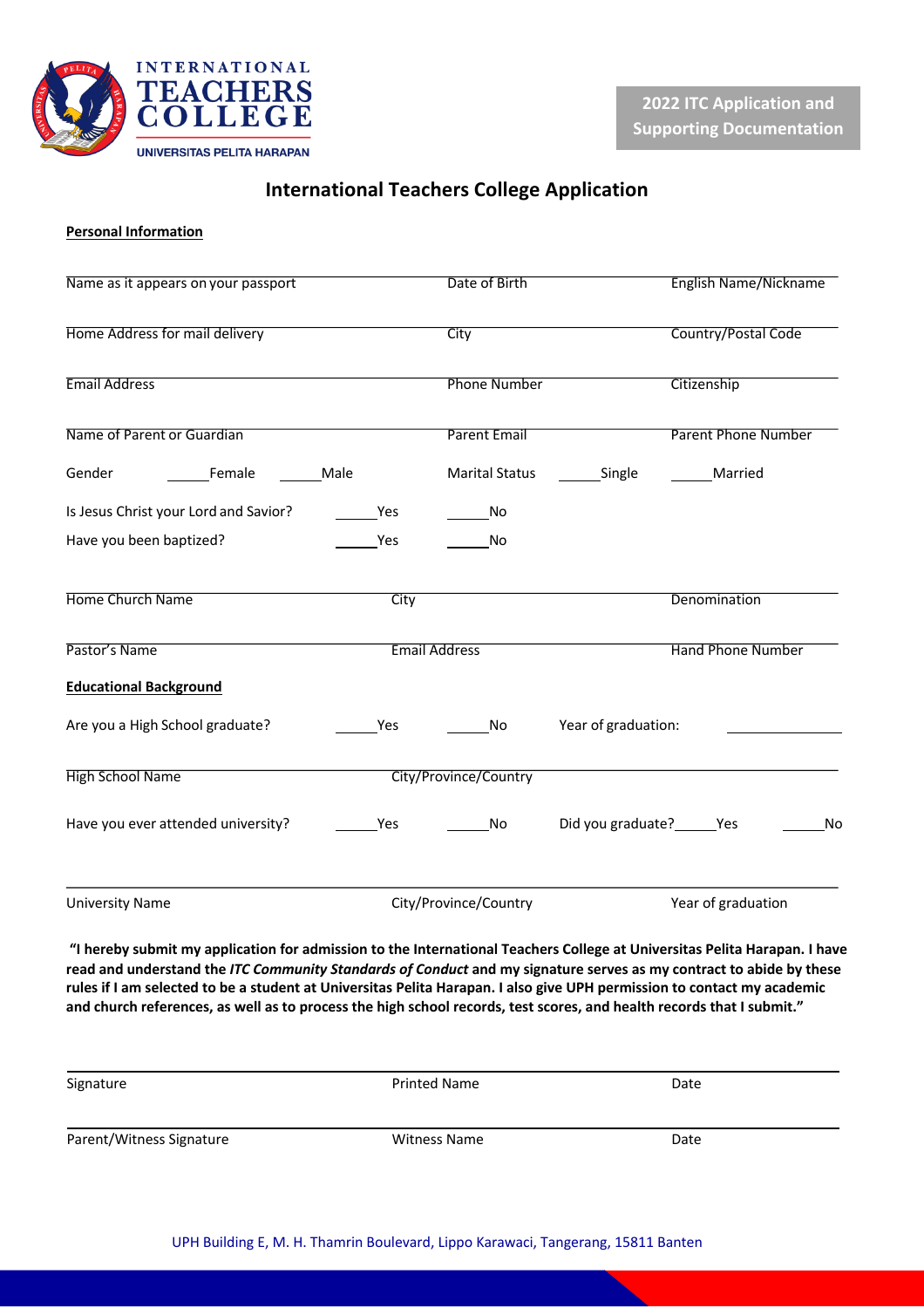International Teachers College
Universitas Pelita Harapan

**2022 ITC Application and Supporting Documentation**

# International Teachers College Application

**Personal Information**

| | | |
|---|---|---|
| Name as it appears on your passport | Date of Birth | English Name/Nickname |
| Home Address for mail delivery | City | Country/Postal Code |
| Email Address | Phone Number | Citizenship |
| Name of Parent or Guardian | Parent Email | Parent Phone Number |

Gender ______Female ______Male     Marital Status ______Single ______Married

Is Jesus Christ your Lord and Savior? ______Yes ______No

Have you been baptized? ______Yes ______No

| | | |
|---|---|---|
| Home Church Name | City | Denomination |
| Pastor's Name | Email Address | Hand Phone Number |

**Educational Background**

Are you a High School graduate? ______Yes ______No     Year of graduation: ____________

| | |
|---|---|
| High School Name | City/Province/Country |

Have you ever attended university? ______Yes ______No     Did you graduate?______Yes ______No

| | | |
|---|---|---|
| University Name | City/Province/Country | Year of graduation |

**"I hereby submit my application for admission to the International Teachers College at Universitas Pelita Harapan. I have read and understand the *ITC Community Standards of Conduct* and my signature serves as my contract to abide by these rules if I am selected to be a student at Universitas Pelita Harapan. I also give UPH permission to contact my academic and church references, as well as to process the high school records, test scores, and health records that I submit."**

| | | |
|---|---|---|
| Signature | Printed Name | Date |
| Parent/Witness Signature | Witness Name | Date |

UPH Building E, M. H. Thamrin Boulevard, Lippo Karawaci, Tangerang, 15811 Banten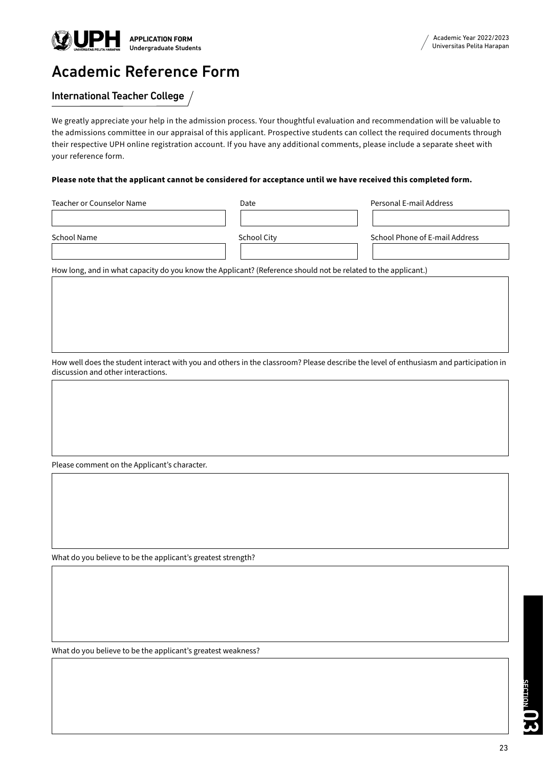# Academic Reference Form

## International Teacher College

We greatly appreciate your help in the admission process. Your thoughtful evaluation and recommendation will be valuable to the admissions committee in our appraisal of this applicant. Prospective students can collect the required documents through their respective UPH online registration account. If you have any additional comments, please include a separate sheet with your reference form.

**Please note that the applicant cannot be considered for acceptance until we have received this completed form.**

| Teacher or Counselor Name | Date | Personal E-mail Address |
|---|---|---|
| | | |

| School Name | School City | School Phone of E-mail Address |
|---|---|---|
| | | |

How long, and in what capacity do you know the Applicant? (Reference should not be related to the applicant.)

How well does the student interact with you and others in the classroom? Please describe the level of enthusiasm and participation in discussion and other interactions.

Please comment on the Applicant's character.

What do you believe to be the applicant's greatest strength?

What do you believe to be the applicant's greatest weakness?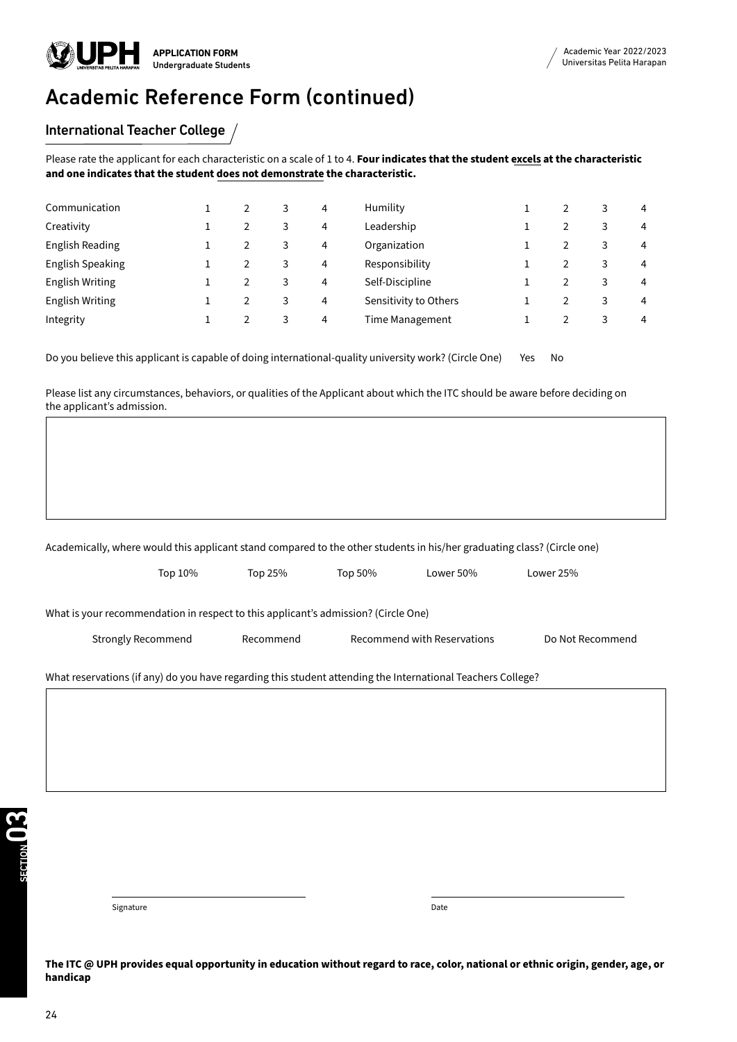# Academic Reference Form (continued)

## International Teacher College

Please rate the applicant for each characteristic on a scale of 1 to 4. **Four indicates that the student excels at the characteristic and one indicates that the student does not demonstrate the characteristic.**

| | | | | | | | | | |
|---|---|---|---|---|---|---|---|---|---|
| Communication | 1 | 2 | 3 | 4 | Humility | 1 | 2 | 3 | 4 |
| Creativity | 1 | 2 | 3 | 4 | Leadership | 1 | 2 | 3 | 4 |
| English Reading | 1 | 2 | 3 | 4 | Organization | 1 | 2 | 3 | 4 |
| English Speaking | 1 | 2 | 3 | 4 | Responsibility | 1 | 2 | 3 | 4 |
| English Writing | 1 | 2 | 3 | 4 | Self-Discipline | 1 | 2 | 3 | 4 |
| English Writing | 1 | 2 | 3 | 4 | Sensitivity to Others | 1 | 2 | 3 | 4 |
| Integrity | 1 | 2 | 3 | 4 | Time Management | 1 | 2 | 3 | 4 |

Do you believe this applicant is capable of doing international-quality university work? (Circle One)    Yes    No

Please list any circumstances, behaviors, or qualities of the Applicant about which the ITC should be aware before deciding on the applicant's admission.

| |
|---|
| |

Academically, where would this applicant stand compared to the other students in his/her graduating class? (Circle one)

Top 10%    Top 25%    Top 50%    Lower 50%    Lower 25%

What is your recommendation in respect to this applicant's admission? (Circle One)

Strongly Recommend    Recommend    Recommend with Reservations    Do Not Recommend

What reservations (if any) do you have regarding this student attending the International Teachers College?

| |
|---|
| |

\_\_\_\_\_\_\_\_\_\_\_\_\_\_\_\_\_\_\_\_\_\_\_\_\_\_\_\_    \_\_\_\_\_\_\_\_\_\_\_\_\_\_\_\_\_\_\_\_\_\_\_\_\_\_\_\_

Signature    Date

**The ITC @ UPH provides equal opportunity in education without regard to race, color, national or ethnic origin, gender, age, or handicap**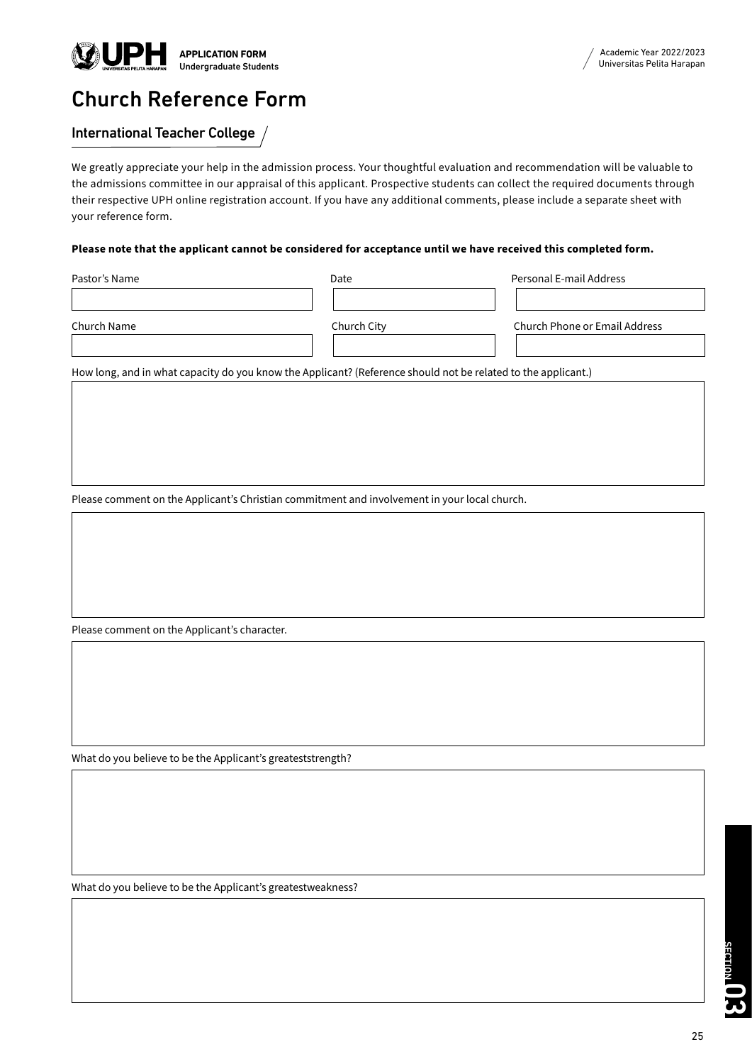# Church Reference Form

## International Teacher College

We greatly appreciate your help in the admission process. Your thoughtful evaluation and recommendation will be valuable to the admissions committee in our appraisal of this applicant. Prospective students can collect the required documents through their respective UPH online registration account. If you have any additional comments, please include a separate sheet with your reference form.

**Please note that the applicant cannot be considered for acceptance until we have received this completed form.**

| Pastor's Name | Date | Personal E-mail Address |
| --- | --- | --- |
| | | |
| **Church Name** | **Church City** | **Church Phone or Email Address** |
| | | |

How long, and in what capacity do you know the Applicant? (Reference should not be related to the applicant.)

Please comment on the Applicant's Christian commitment and involvement in your local church.

Please comment on the Applicant's character.

What do you believe to be the Applicant's greateststrength?

What do you believe to be the Applicant's greatestweakness?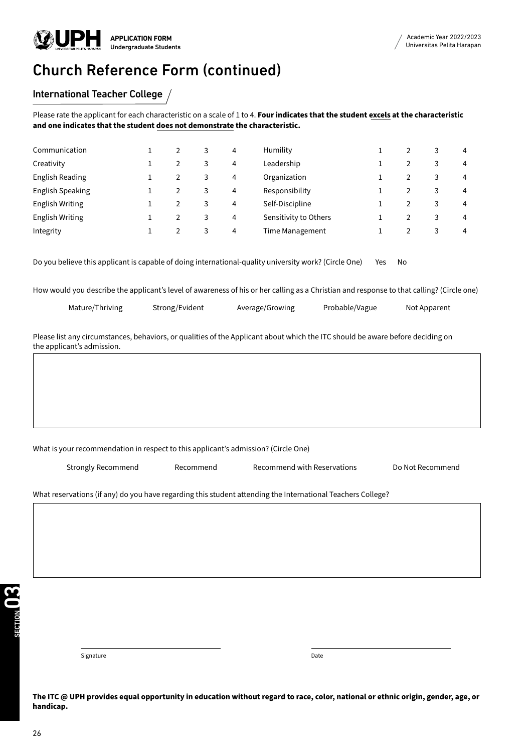# Church Reference Form (continued)

## International Teacher College

Please rate the applicant for each characteristic on a scale of 1 to 4. **Four indicates that the student excels at the characteristic and one indicates that the student does not demonstrate the characteristic.**

| | | | | | | | | | |
|---|---|---|---|---|---|---|---|---|---|
| Communication | 1 | 2 | 3 | 4 | Humility | 1 | 2 | 3 | 4 |
| Creativity | 1 | 2 | 3 | 4 | Leadership | 1 | 2 | 3 | 4 |
| English Reading | 1 | 2 | 3 | 4 | Organization | 1 | 2 | 3 | 4 |
| English Speaking | 1 | 2 | 3 | 4 | Responsibility | 1 | 2 | 3 | 4 |
| English Writing | 1 | 2 | 3 | 4 | Self-Discipline | 1 | 2 | 3 | 4 |
| English Writing | 1 | 2 | 3 | 4 | Sensitivity to Others | 1 | 2 | 3 | 4 |
| Integrity | 1 | 2 | 3 | 4 | Time Management | 1 | 2 | 3 | 4 |

Do you believe this applicant is capable of doing international-quality university work? (Circle One) Yes No

How would you describe the applicant's level of awareness of his or her calling as a Christian and response to that calling? (Circle one)

Mature/Thriving Strong/Evident Average/Growing Probable/Vague Not Apparent

Please list any circumstances, behaviors, or qualities of the Applicant about which the ITC should be aware before deciding on the applicant's admission.

What is your recommendation in respect to this applicant's admission? (Circle One)

Strongly Recommend Recommend Recommend with Reservations Do Not Recommend

What reservations (if any) do you have regarding this student attending the International Teachers College?

Signature

Date

**The ITC @ UPH provides equal opportunity in education without regard to race, color, national or ethnic origin, gender, age, or handicap.**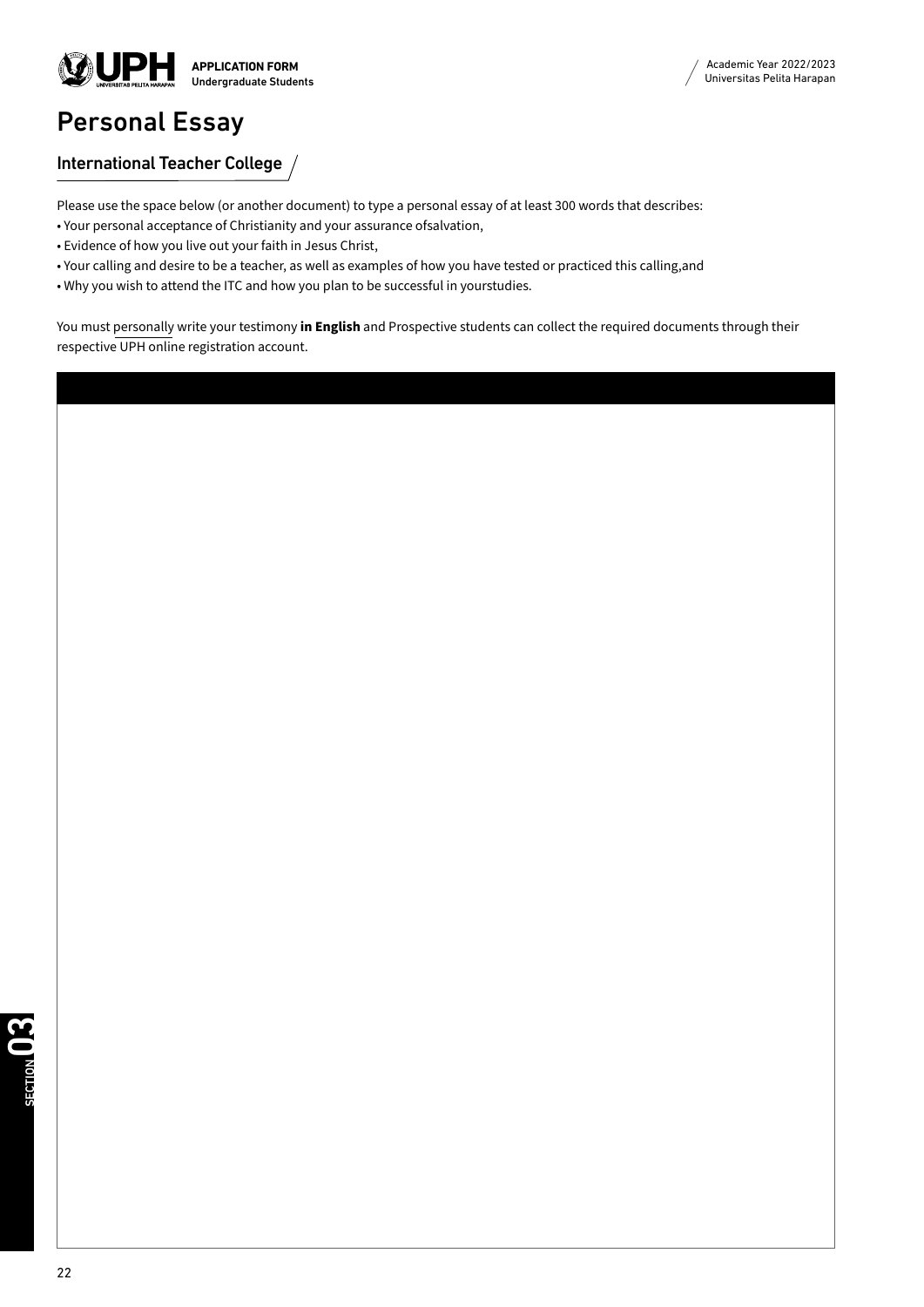# Personal Essay

## International Teacher College

Please use the space below (or another document) to type a personal essay of at least 300 words that describes:

- Your personal acceptance of Christianity and your assurance ofsalvation,
- Evidence of how you live out your faith in Jesus Christ,
- Your calling and desire to be a teacher, as well as examples of how you have tested or practiced this calling,and
- Why you wish to attend the ITC and how you plan to be successful in yourstudies.

You must personally write your testimony **in English** and Prospective students can collect the required documents through their respective UPH online registration account.